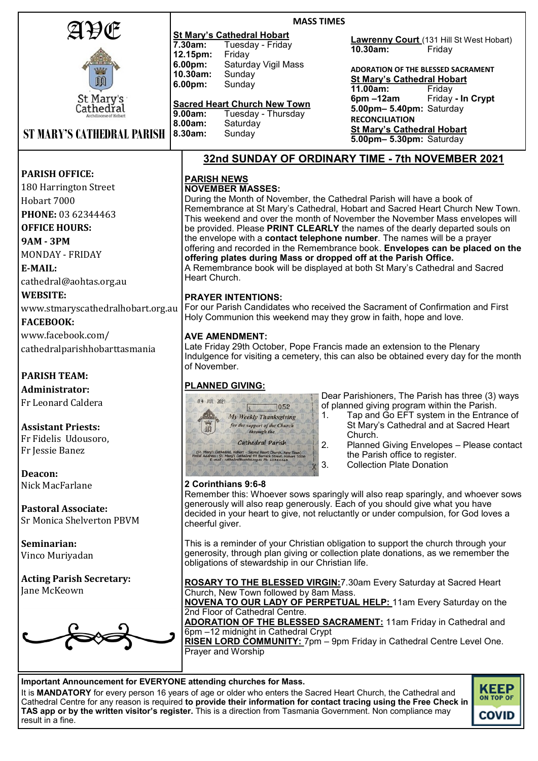# AVE

St Mary's Cathedral

Archdiocese of Hobart

## ST MARY'S CATHEDRAL PARISH

**MASS TIMES**

**St Mary's Cathedral Hobart**

| | |
|---|---|
| **7.30am:** | Tuesday - Friday |
| **12.15pm:** | Friday |
| **6.00pm:** | Saturday Vigil Mass |
| **10.30am:** | Sunday |
| **6.00pm:** | Sunday |

**Sacred Heart Church New Town**

| | |
|---|---|
| **9.00am:** | Tuesday - Thursday |
| **8.00am:** | Saturday |
| **8.30am:** | Sunday |

**Lawrenny Court** (131 Hill St West Hobart)
**10.30am:** Friday

**ADORATION OF THE BLESSED SACRAMENT**

**St Mary's Cathedral Hobart**

| | |
|---|---|
| **11.00am:** | Friday |
| **6pm –12am** | Friday **- In Crypt** |
| **5.00pm– 5.40pm:** | Saturday |

**RECONCILIATION**

**St Mary's Cathedral Hobart**
**5.00pm– 5.30pm:** Saturday

**PARISH OFFICE:**
180 Harrington Street
Hobart 7000

**PHONE:** 03 62344463

**OFFICE HOURS:**
**9AM - 3PM**
MONDAY - FRIDAY

**E-MAIL:**
cathedral@aohtas.org.au

**WEBSITE:**
www.stmaryscathedralhobart.org.au

**FACEBOOK:**
www.facebook.com/cathedralparishhobarttasmania

**PARISH TEAM:**

**Administrator:**
Fr Leonard Caldera

**Assistant Priests:**
Fr Fidelis Udousoro,
Fr Jessie Banez

**Deacon:**
Nick MacFarlane

**Pastoral Associate:**
Sr Monica Shelverton PBVM

**Seminarian:**
Vinco Muriyadan

**Acting Parish Secretary:**
Jane McKeown

## 32nd SUNDAY OF ORDINARY TIME - 7th NOVEMBER 2021

### PARISH NEWS

**NOVEMBER MASSES:**

During the Month of November, the Cathedral Parish will have a book of Remembrance at St Mary's Cathedral, Hobart and Sacred Heart Church New Town. This weekend and over the month of November the November Mass envelopes will be provided. Please **PRINT CLEARLY** the names of the dearly departed souls on the envelope with a **contact telephone number**. The names will be a prayer offering and recorded in the Remembrance book. **Envelopes can be placed on the offering plates during Mass or dropped off at the Parish Office.**

A Remembrance book will be displayed at both St Mary's Cathedral and Sacred Heart Church.

**PRAYER INTENTIONS:**

For our Parish Candidates who received the Sacrament of Confirmation and First Holy Communion this weekend may they grow in faith, hope and love.

**AVE AMENDMENT:**

Late Friday 29th October, Pope Francis made an extension to the Plenary Indulgence for visiting a cemetery, this can also be obtained every day for the month of November.

### PLANNED GIVING:

Dear Parishioners, The Parish has three (3) ways of planned giving program within the Parish.

1. Tap and Go EFT system in the Entrance of St Mary's Cathedral and at Sacred Heart Church.
2. Planned Giving Envelopes – Please contact the Parish office to register.
3. Collection Plate Donation

**2 Corinthians 9:6-8**

Remember this: Whoever sows sparingly will also reap sparingly, and whoever sows generously will also reap generously. Each of you should give what you have decided in your heart to give, not reluctantly or under compulsion, for God loves a cheerful giver.

This is a reminder of your Christian obligation to support the church through your generosity, through plan giving or collection plate donations, as we remember the obligations of stewardship in our Christian life.

**ROSARY TO THE BLESSED VIRGIN:** 7.30am Every Saturday at Sacred Heart Church, New Town followed by 8am Mass.

**NOVENA TO OUR LADY OF PERPETUAL HELP:** 11am Every Saturday on the 2nd Floor of Cathedral Centre.

**ADORATION OF THE BLESSED SACRAMENT:** 11am Friday in Cathedral and 6pm –12 midnight in Cathedral Crypt

**RISEN LORD COMMUNITY:** 7pm – 9pm Friday in Cathedral Centre Level One. Prayer and Worship

**Important Announcement for EVERYONE attending churches for Mass.**

It is **MANDATORY** for every person 16 years of age or older who enters the Sacred Heart Church, the Cathedral and Cathedral Centre for any reason is required **to provide their information for contact tracing using the Free Check in TAS app or by the written visitor's register.** This is a direction from Tasmania Government. Non compliance may result in a fine.

KEEP ON TOP OF COVID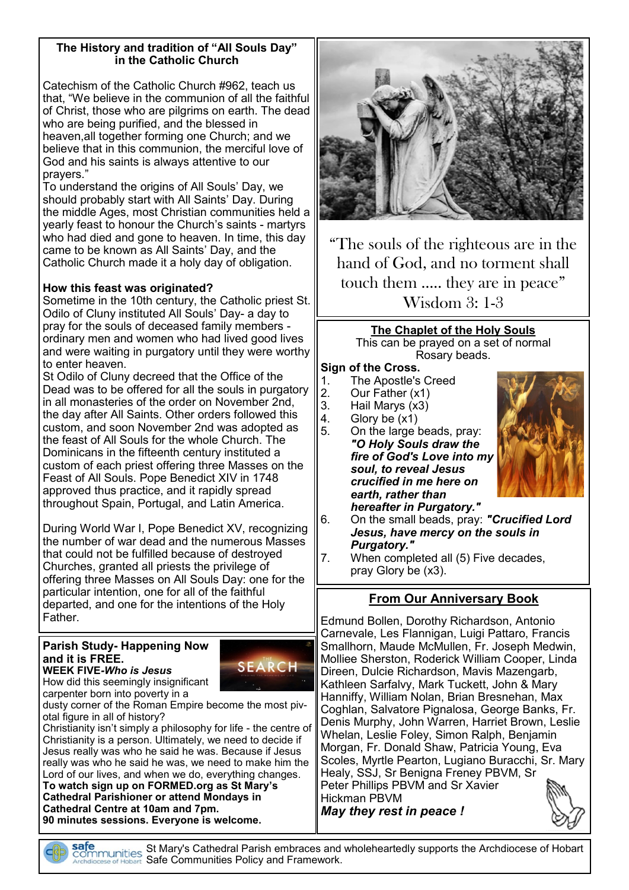## The History and tradition of "All Souls Day" in the Catholic Church

Catechism of the Catholic Church #962, teach us that, "We believe in the communion of all the faithful of Christ, those who are pilgrims on earth. The dead who are being purified, and the blessed in heaven,all together forming one Church; and we believe that in this communion, the merciful love of God and his saints is always attentive to our prayers."

To understand the origins of All Souls' Day, we should probably start with All Saints' Day. During the middle Ages, most Christian communities held a yearly feast to honour the Church's saints - martyrs who had died and gone to heaven. In time, this day came to be known as All Saints' Day, and the Catholic Church made it a holy day of obligation.

**How this feast was originated?**

Sometime in the 10th century, the Catholic priest St. Odilo of Cluny instituted All Souls' Day- a day to pray for the souls of deceased family members - ordinary men and women who had lived good lives and were waiting in purgatory until they were worthy to enter heaven.

St Odilo of Cluny decreed that the Office of the Dead was to be offered for all the souls in purgatory in all monasteries of the order on November 2nd, the day after All Saints. Other orders followed this custom, and soon November 2nd was adopted as the feast of All Souls for the whole Church. The Dominicans in the fifteenth century instituted a custom of each priest offering three Masses on the Feast of All Souls. Pope Benedict XIV in 1748 approved thus practice, and it rapidly spread throughout Spain, Portugal, and Latin America.

During World War I, Pope Benedict XV, recognizing the number of war dead and the numerous Masses that could not be fulfilled because of destroyed Churches, granted all priests the privilege of offering three Masses on All Souls Day: one for the particular intention, one for all of the faithful departed, and one for the intentions of the Holy Father.

**Parish Study- Happening Now and it is FREE.**
**WEEK FIVE-*Who is Jesus***

How did this seemingly insignificant carpenter born into poverty in a dusty corner of the Roman Empire become the most pivotal figure in all of history?

Christianity isn't simply a philosophy for life - the centre of Christianity is a person. Ultimately, we need to decide if Jesus really was who he said he was. Because if Jesus really was who he said he was, we need to make him the Lord of our lives, and when we do, everything changes.

**To watch sign up on FORMED.org as St Mary's Cathedral Parishioner or attend Mondays in Cathedral Centre at 10am and 7pm.**
**90 minutes sessions. Everyone is welcome.**

"The souls of the righteous are in the hand of God, and no torment shall touch them ..... they are in peace"
Wisdom 3: 1-3

## The Chaplet of the Holy Souls

This can be prayed on a set of normal Rosary beads.

**Sign of the Cross.**

1. The Apostle's Creed
2. Our Father (x1)
3. Hail Marys (x3)
4. Glory be (x1)
5. On the large beads, pray: ***"O Holy Souls draw the fire of God's Love into my soul, to reveal Jesus crucified in me here on earth, rather than hereafter in Purgatory."***
6. On the small beads, pray: ***"Crucified Lord Jesus, have mercy on the souls in Purgatory."***
7. When completed all (5) Five decades, pray Glory be (x3).

## From Our Anniversary Book

Edmund Bollen, Dorothy Richardson, Antonio Carnevale, Les Flannigan, Luigi Pattaro, Francis Smallhorn, Maude McMullen, Fr. Joseph Medwin, Molliee Sherston, Roderick William Cooper, Linda Direen, Dulcie Richardson, Mavis Mazengarb, Kathleen Sarfalvy, Mark Tuckett, John & Mary Hanniffy, William Nolan, Brian Bresnehan, Max Coghlan, Salvatore Pignalosa, George Banks, Fr. Denis Murphy, John Warren, Harriet Brown, Leslie Whelan, Leslie Foley, Simon Ralph, Benjamin Morgan, Fr. Donald Shaw, Patricia Young, Eva Scoles, Myrtle Pearton, Lugiano Buracchi, Sr. Mary Healy, SSJ, Sr Benigna Freney PBVM, Sr Peter Phillips PBVM and Sr Xavier Hickman PBVM

***May they rest in peace !***

St Mary's Cathedral Parish embraces and wholeheartedly supports the Archdiocese of Hobart Safe Communities Policy and Framework.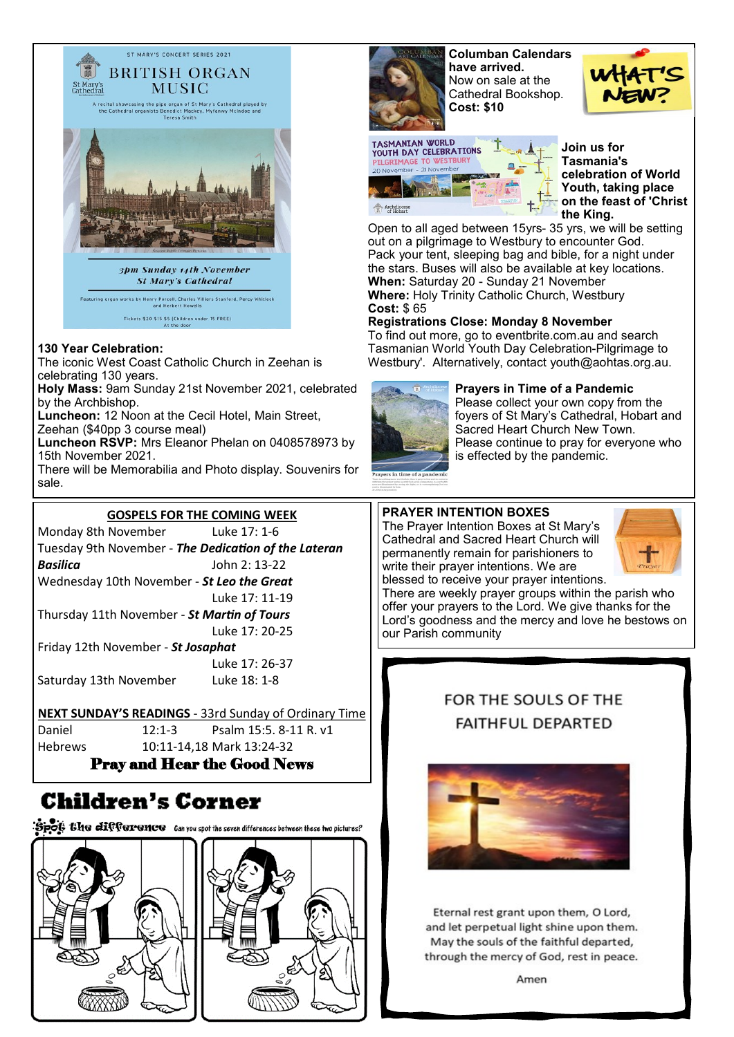ST MARY'S CONCERT SERIES 2021

St Mary's Cathedral

# BRITISH ORGAN MUSIC

A recital showcasing the pipe organ of St Mary's Cathedral played by the Cathedral organists Benedict Mackey, Myfanwy McIndoe and Teresa Smith

*3pm Sunday 14th November*
*St Mary's Cathedral*

Featuring organ works by Henry Purcell, Charles Villiers Stanford, Percy Whitlock and Herbert Howells

Tickets $20 $15 $5 (Children under 15 FREE)
At the door

**130 Year Celebration:**
The iconic West Coast Catholic Church in Zeehan is celebrating 130 years.
**Holy Mass:** 9am Sunday 21st November 2021, celebrated by the Archbishop.
**Luncheon:** 12 Noon at the Cecil Hotel, Main Street, Zeehan ($40pp 3 course meal)
**Luncheon RSVP:** Mrs Eleanor Phelan on 0408578973 by 15th November 2021.
There will be Memorabilia and Photo display. Souvenirs for sale.

**Columban Calendars have arrived.**
Now on sale at the Cathedral Bookshop.
**Cost: $10**

WHAT'S NEW?

TASMANIAN WORLD YOUTH DAY CELEBRATIONS
PILGRIMAGE TO WESTBURY
20 November - 21 November

**Join us for Tasmania's celebration of World Youth, taking place on the feast of 'Christ the King.**
Open to all aged between 15yrs- 35 yrs, we will be setting out on a pilgrimage to Westbury to encounter God. Pack your tent, sleeping bag and bible, for a night under the stars. Buses will also be available at key locations.
**When:** Saturday 20 - Sunday 21 November
**Where:** Holy Trinity Catholic Church, Westbury
**Cost:** $ 65
**Registrations Close: Monday 8 November**
To find out more, go to eventbrite.com.au and search Tasmanian World Youth Day Celebration-Pilgrimage to Westbury'. Alternatively, contact youth@aohtas.org.au.

**Prayers in Time of a Pandemic**
Please collect your own copy from the foyers of St Mary's Cathedral, Hobart and Sacred Heart Church New Town.
Please continue to pray for everyone who is effected by the pandemic.

## GOSPELS FOR THE COMING WEEK

| | |
|---|---|
| Monday 8th November | Luke 17: 1-6 |
| Tuesday 9th November - ***The Dedication of the Lateran Basilica*** | John 2: 13-22 |
| Wednesday 10th November - ***St Leo the Great*** | Luke 17: 11-19 |
| Thursday 11th November - ***St Martin of Tours*** | Luke 17: 20-25 |
| Friday 12th November - ***St Josaphat*** | Luke 17: 26-37 |
| Saturday 13th November | Luke 18: 1-8 |

**NEXT SUNDAY'S READINGS** - 33rd Sunday of Ordinary Time

| | | |
|---|---|---|
| Daniel | 12:1-3 | Psalm 15:5. 8-11 R. v1 |
| Hebrews | 10:11-14,18 | Mark 13:24-32 |

**Pray and Hear the Good News**

**PRAYER INTENTION BOXES**
The Prayer Intention Boxes at St Mary's Cathedral and Sacred Heart Church will permanently remain for parishioners to write their prayer intentions. We are blessed to receive your prayer intentions.
There are weekly prayer groups within the parish who offer your prayers to the Lord. We give thanks for the Lord's goodness and the mercy and love he bestows on our Parish community

## Children's Corner

**Spot the difference** Can you spot the seven differences between these two pictures?

FOR THE SOULS OF THE FAITHFUL DEPARTED

Eternal rest grant upon them, O Lord,
and let perpetual light shine upon them.
May the souls of the faithful departed,
through the mercy of God, rest in peace.

Amen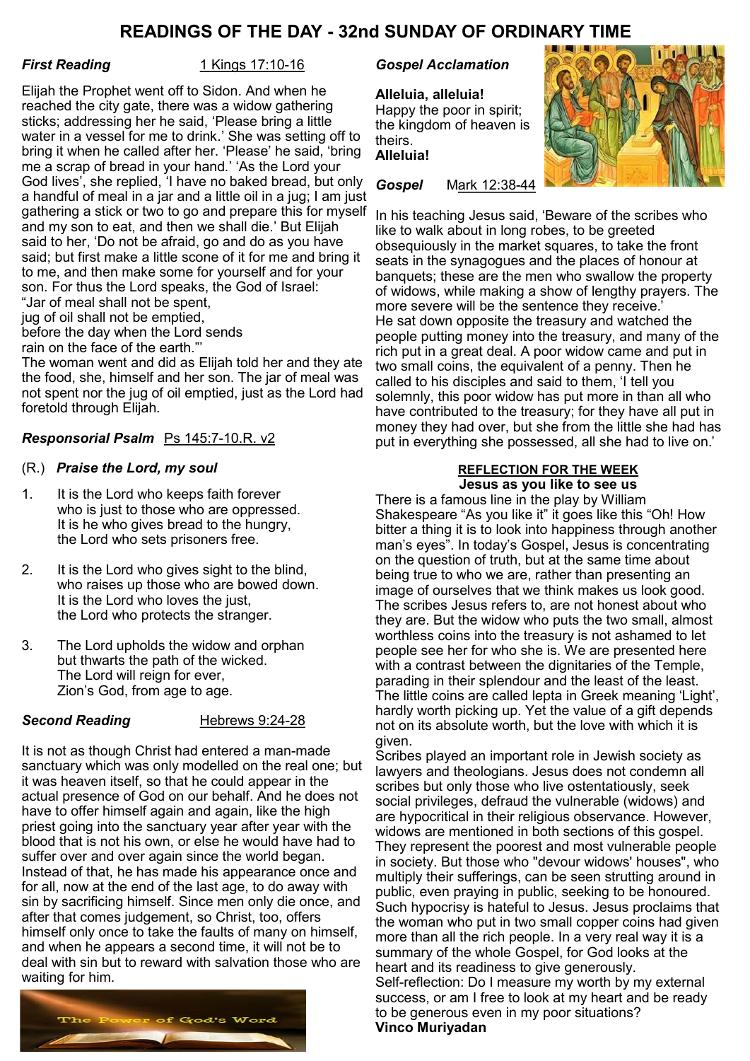# READINGS OF THE DAY - 32nd SUNDAY OF ORDINARY TIME

***First Reading*** 1 Kings 17:10-16

Elijah the Prophet went off to Sidon. And when he reached the city gate, there was a widow gathering sticks; addressing her he said, 'Please bring a little water in a vessel for me to drink.' She was setting off to bring it when he called after her. 'Please' he said, 'bring me a scrap of bread in your hand.' 'As the Lord your God lives', she replied, 'I have no baked bread, but only a handful of meal in a jar and a little oil in a jug; I am just gathering a stick or two to go and prepare this for myself and my son to eat, and then we shall die.' But Elijah said to her, 'Do not be afraid, go and do as you have said; but first make a little scone of it for me and bring it to me, and then make some for yourself and for your son. For thus the Lord speaks, the God of Israel:
"Jar of meal shall not be spent,
jug of oil shall not be emptied,
before the day when the Lord sends
rain on the face of the earth."'
The woman went and did as Elijah told her and they ate the food, she, himself and her son. The jar of meal was not spent nor the jug of oil emptied, just as the Lord had foretold through Elijah.

***Responsorial Psalm*** Ps 145:7-10.R. v2

(R.) ***Praise the Lord, my soul***

1. It is the Lord who keeps faith forever
   who is just to those who are oppressed.
   It is he who gives bread to the hungry,
   the Lord who sets prisoners free.

2. It is the Lord who gives sight to the blind,
   who raises up those who are bowed down.
   It is the Lord who loves the just,
   the Lord who protects the stranger.

3. The Lord upholds the widow and orphan
   but thwarts the path of the wicked.
   The Lord will reign for ever,
   Zion's God, from age to age.

***Second Reading*** Hebrews 9:24-28

It is not as though Christ had entered a man-made sanctuary which was only modelled on the real one; but it was heaven itself, so that he could appear in the actual presence of God on our behalf. And he does not have to offer himself again and again, like the high priest going into the sanctuary year after year with the blood that is not his own, or else he would have had to suffer over and over again since the world began. Instead of that, he has made his appearance once and for all, now at the end of the last age, to do away with sin by sacrificing himself. Since men only die once, and after that comes judgement, so Christ, too, offers himself only once to take the faults of many on himself, and when he appears a second time, it will not be to deal with sin but to reward with salvation those who are waiting for him.

The Power of God's Word

***Gospel Acclamation***

**Alleluia, alleluia!**
Happy the poor in spirit;
the kingdom of heaven is theirs.
**Alleluia!**

***Gospel*** Mark 12:38-44

In his teaching Jesus said, 'Beware of the scribes who like to walk about in long robes, to be greeted obsequiously in the market squares, to take the front seats in the synagogues and the places of honour at banquets; these are the men who swallow the property of widows, while making a show of lengthy prayers. The more severe will be the sentence they receive.'
He sat down opposite the treasury and watched the people putting money into the treasury, and many of the rich put in a great deal. A poor widow came and put in two small coins, the equivalent of a penny. Then he called to his disciples and said to them, 'I tell you solemnly, this poor widow has put more in than all who have contributed to the treasury; for they have all put in money they had over, but she from the little she had has put in everything she possessed, all she had to live on.'

## REFLECTION FOR THE WEEK

### Jesus as you like to see us

There is a famous line in the play by William Shakespeare "As you like it" it goes like this "Oh! How bitter a thing it is to look into happiness through another man's eyes". In today's Gospel, Jesus is concentrating on the question of truth, but at the same time about being true to who we are, rather than presenting an image of ourselves that we think makes us look good. The scribes Jesus refers to, are not honest about who they are. But the widow who puts the two small, almost worthless coins into the treasury is not ashamed to let people see her for who she is. We are presented here with a contrast between the dignitaries of the Temple, parading in their splendour and the least of the least. The little coins are called lepta in Greek meaning 'Light', hardly worth picking up. Yet the value of a gift depends not on its absolute worth, but the love with which it is given.
Scribes played an important role in Jewish society as lawyers and theologians. Jesus does not condemn all scribes but only those who live ostentatiously, seek social privileges, defraud the vulnerable (widows) and are hypocritical in their religious observance. However, widows are mentioned in both sections of this gospel. They represent the poorest and most vulnerable people in society. But those who "devour widows' houses", who multiply their sufferings, can be seen strutting around in public, even praying in public, seeking to be honoured. Such hypocrisy is hateful to Jesus. Jesus proclaims that the woman who put in two small copper coins had given more than all the rich people. In a very real way it is a summary of the whole Gospel, for God looks at the heart and its readiness to give generously.
Self-reflection: Do I measure my worth by my external success, or am I free to look at my heart and be ready to be generous even in my poor situations?
**Vinco Muriyadan**